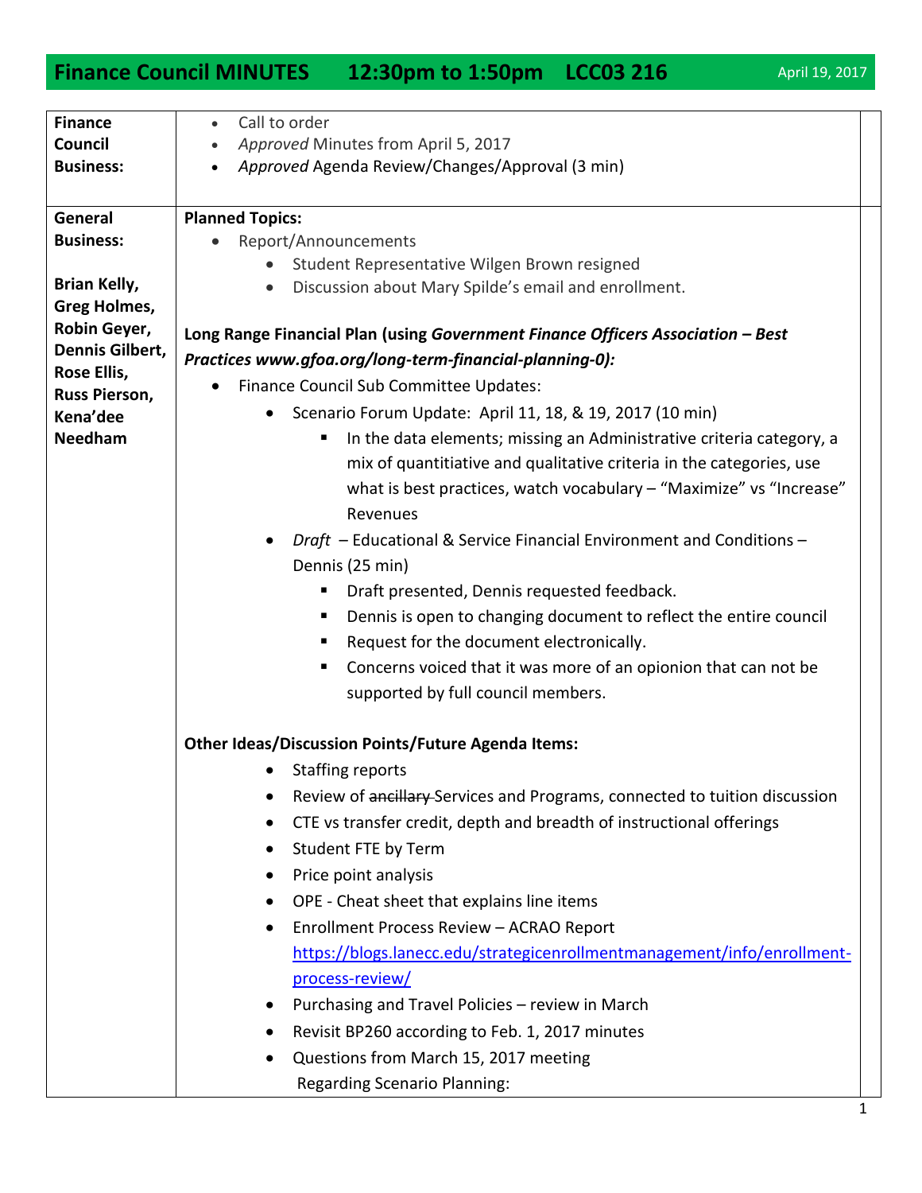# Finance Council MINUTES 12:30pm to 1:50pm LCC03 216

April 19, 2017

| | |
|---|---|
| **Finance Council Business:** | • Call to order<br>• *Approved* Minutes from April 5, 2017<br>• *Approved* Agenda Review/Changes/Approval (3 min) |
| **General Business:**<br><br>**Brian Kelly, Greg Holmes, Robin Geyer, Dennis Gilbert, Rose Ellis, Russ Pierson, Kena'dee Needham** | **Planned Topics:**<br>• Report/Announcements<br>  ◦ Student Representative Wilgen Brown resigned<br>  ◦ Discussion about Mary Spilde's email and enrollment.<br><br>**Long Range Financial Plan (using *Government Finance Officers Association – Best Practices www.gfoa.org/long-term-financial-planning-0):***<br>• Finance Council Sub Committee Updates:<br>  ◦ Scenario Forum Update: April 11, 18, & 19, 2017 (10 min)<br>    ▪ In the data elements; missing an Administrative criteria category, a mix of quantitiative and qualitative criteria in the categories, use what is best practices, watch vocabulary – "Maximize" vs "Increase" Revenues<br>  ◦ *Draft* – Educational & Service Financial Environment and Conditions – Dennis (25 min)<br>    ▪ Draft presented, Dennis requested feedback.<br>    ▪ Dennis is open to changing document to reflect the entire council<br>    ▪ Request for the document electronically.<br>    ▪ Concerns voiced that it was more of an opionion that can not be supported by full council members.<br><br>**Other Ideas/Discussion Points/Future Agenda Items:**<br>  ◦ Staffing reports<br>  ◦ Review of ~~ancillary~~ Services and Programs, connected to tuition discussion<br>  ◦ CTE vs transfer credit, depth and breadth of instructional offerings<br>  ◦ Student FTE by Term<br>  ◦ Price point analysis<br>  ◦ OPE - Cheat sheet that explains line items<br>  ◦ Enrollment Process Review – ACRAO Report https://blogs.lanecc.edu/strategicenrollmentmanagement/info/enrollment-process-review/<br>  ◦ Purchasing and Travel Policies – review in March<br>  ◦ Revisit BP260 according to Feb. 1, 2017 minutes<br>  ◦ Questions from March 15, 2017 meeting<br>  Regarding Scenario Planning: |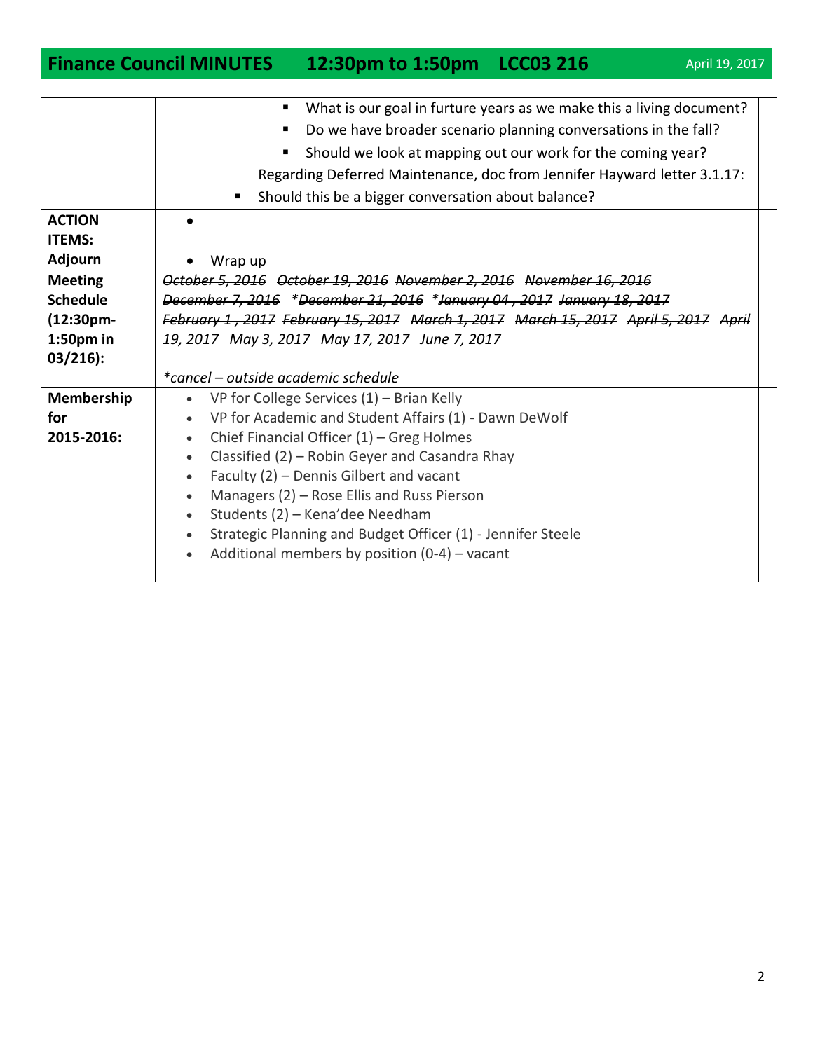# Finance Council MINUTES 12:30pm to 1:50pm LCC03 216

April 19, 2017

| | |
|---|---|
| | ▪ What is our goal in furture years as we make this a living document?<br>▪ Do we have broader scenario planning conversations in the fall?<br>▪ Should we look at mapping out our work for the coming year?<br>Regarding Deferred Maintenance, doc from Jennifer Hayward letter 3.1.17:<br>▪ Should this be a bigger conversation about balance? |
| **ACTION ITEMS:** | • |
| **Adjourn** | • Wrap up |
| **Meeting Schedule (12:30pm-1:50pm in 03/216):** | *~~October 5, 2016~~ ~~October 19, 2016~~ ~~November 2, 2016~~ ~~November 16, 2016~~ ~~December 7, 2016~~ \*~~December 21, 2016~~ \*~~January 04 , 2017~~ ~~January 18, 2017~~ ~~February 1 , 2017~~ ~~February 15, 2017~~ ~~March 1, 2017~~ ~~March 15, 2017~~ ~~April 5, 2017~~ ~~April 19, 2017~~ May 3, 2017 May 17, 2017 June 7, 2017*<br><br>*\*cancel – outside academic schedule* |
| **Membership for 2015-2016:** | • VP for College Services (1) – Brian Kelly<br>• VP for Academic and Student Affairs (1) - Dawn DeWolf<br>• Chief Financial Officer (1) – Greg Holmes<br>• Classified (2) – Robin Geyer and Casandra Rhay<br>• Faculty (2) – Dennis Gilbert and vacant<br>• Managers (2) – Rose Ellis and Russ Pierson<br>• Students (2) – Kena'dee Needham<br>• Strategic Planning and Budget Officer (1) - Jennifer Steele<br>• Additional members by position (0-4) – vacant |